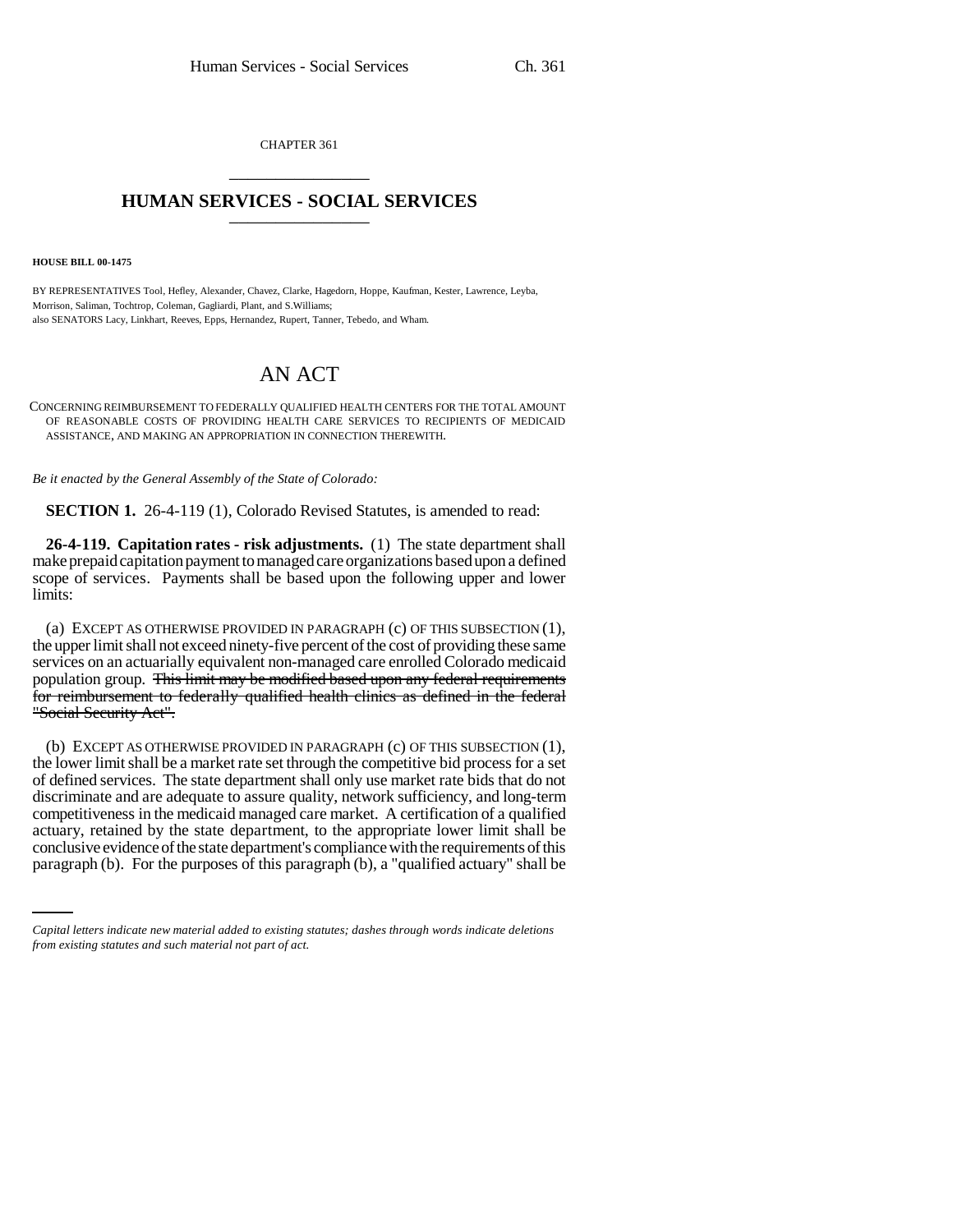CHAPTER 361

---

# HUMAN SERVICES - SOCIAL SERVICES

---

**HOUSE BILL 00-1475**

BY REPRESENTATIVES Tool, Hefley, Alexander, Chavez, Clarke, Hagedorn, Hoppe, Kaufman, Kester, Lawrence, Leyba, Morrison, Saliman, Tochtrop, Coleman, Gagliardi, Plant, and S.Williams;
also SENATORS Lacy, Linkhart, Reeves, Epps, Hernandez, Rupert, Tanner, Tebedo, and Wham.

# AN ACT

CONCERNING REIMBURSEMENT TO FEDERALLY QUALIFIED HEALTH CENTERS FOR THE TOTAL AMOUNT OF REASONABLE COSTS OF PROVIDING HEALTH CARE SERVICES TO RECIPIENTS OF MEDICAID ASSISTANCE, AND MAKING AN APPROPRIATION IN CONNECTION THEREWITH.

*Be it enacted by the General Assembly of the State of Colorado:*

**SECTION 1.** 26-4-119 (1), Colorado Revised Statutes, is amended to read:

**26-4-119. Capitation rates - risk adjustments.** (1) The state department shall make prepaid capitation payment to managed care organizations based upon a defined scope of services. Payments shall be based upon the following upper and lower limits:

(a) EXCEPT AS OTHERWISE PROVIDED IN PARAGRAPH (c) OF THIS SUBSECTION (1), the upper limit shall not exceed ninety-five percent of the cost of providing these same services on an actuarially equivalent non-managed care enrolled Colorado medicaid population group. ~~This limit may be modified based upon any federal requirements for reimbursement to federally qualified health clinics as defined in the federal "Social Security Act".~~

(b) EXCEPT AS OTHERWISE PROVIDED IN PARAGRAPH (c) OF THIS SUBSECTION (1), the lower limit shall be a market rate set through the competitive bid process for a set of defined services. The state department shall only use market rate bids that do not discriminate and are adequate to assure quality, network sufficiency, and long-term competitiveness in the medicaid managed care market. A certification of a qualified actuary, retained by the state department, to the appropriate lower limit shall be conclusive evidence of the state department's compliance with the requirements of this paragraph (b). For the purposes of this paragraph (b), a "qualified actuary" shall be

---

*Capital letters indicate new material added to existing statutes; dashes through words indicate deletions from existing statutes and such material not part of act.*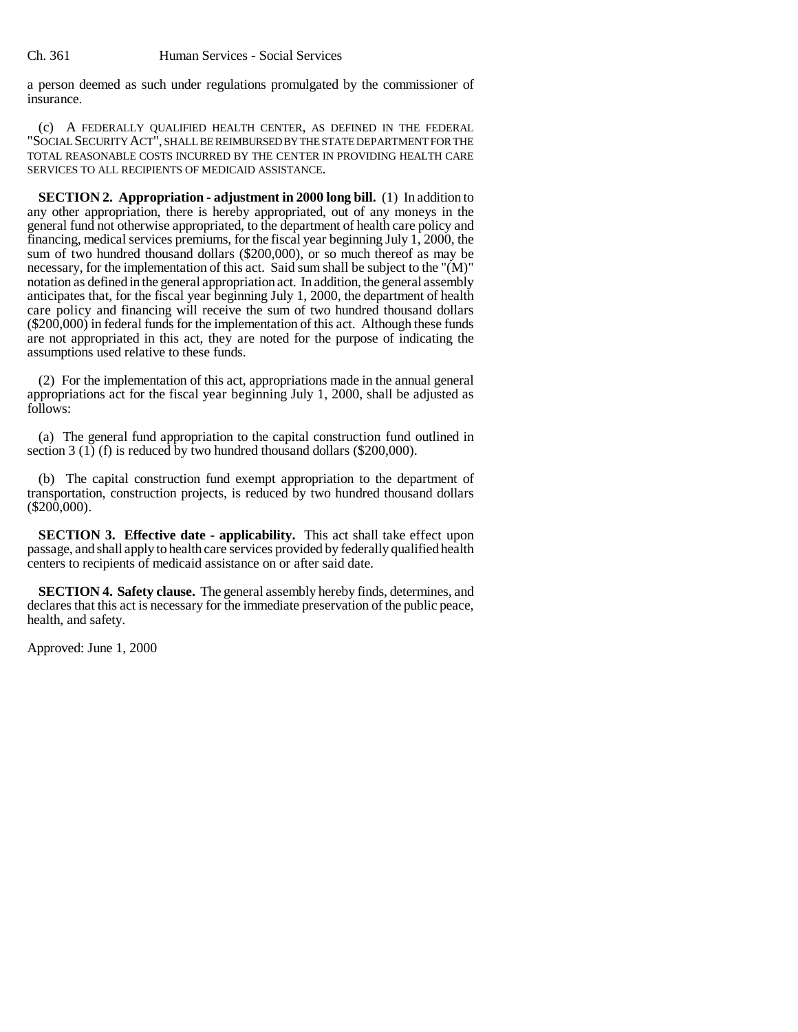a person deemed as such under regulations promulgated by the commissioner of insurance.

(c) A FEDERALLY QUALIFIED HEALTH CENTER, AS DEFINED IN THE FEDERAL "SOCIAL SECURITY ACT", SHALL BE REIMBURSED BY THE STATE DEPARTMENT FOR THE TOTAL REASONABLE COSTS INCURRED BY THE CENTER IN PROVIDING HEALTH CARE SERVICES TO ALL RECIPIENTS OF MEDICAID ASSISTANCE.

**SECTION 2. Appropriation - adjustment in 2000 long bill.** (1) In addition to any other appropriation, there is hereby appropriated, out of any moneys in the general fund not otherwise appropriated, to the department of health care policy and financing, medical services premiums, for the fiscal year beginning July 1, 2000, the sum of two hundred thousand dollars ($200,000), or so much thereof as may be necessary, for the implementation of this act. Said sum shall be subject to the "(M)" notation as defined in the general appropriation act. In addition, the general assembly anticipates that, for the fiscal year beginning July 1, 2000, the department of health care policy and financing will receive the sum of two hundred thousand dollars ($200,000) in federal funds for the implementation of this act. Although these funds are not appropriated in this act, they are noted for the purpose of indicating the assumptions used relative to these funds.

(2) For the implementation of this act, appropriations made in the annual general appropriations act for the fiscal year beginning July 1, 2000, shall be adjusted as follows:

(a) The general fund appropriation to the capital construction fund outlined in section 3 (1) (f) is reduced by two hundred thousand dollars ($200,000).

(b) The capital construction fund exempt appropriation to the department of transportation, construction projects, is reduced by two hundred thousand dollars ($200,000).

**SECTION 3. Effective date - applicability.** This act shall take effect upon passage, and shall apply to health care services provided by federally qualified health centers to recipients of medicaid assistance on or after said date.

**SECTION 4. Safety clause.** The general assembly hereby finds, determines, and declares that this act is necessary for the immediate preservation of the public peace, health, and safety.

Approved: June 1, 2000